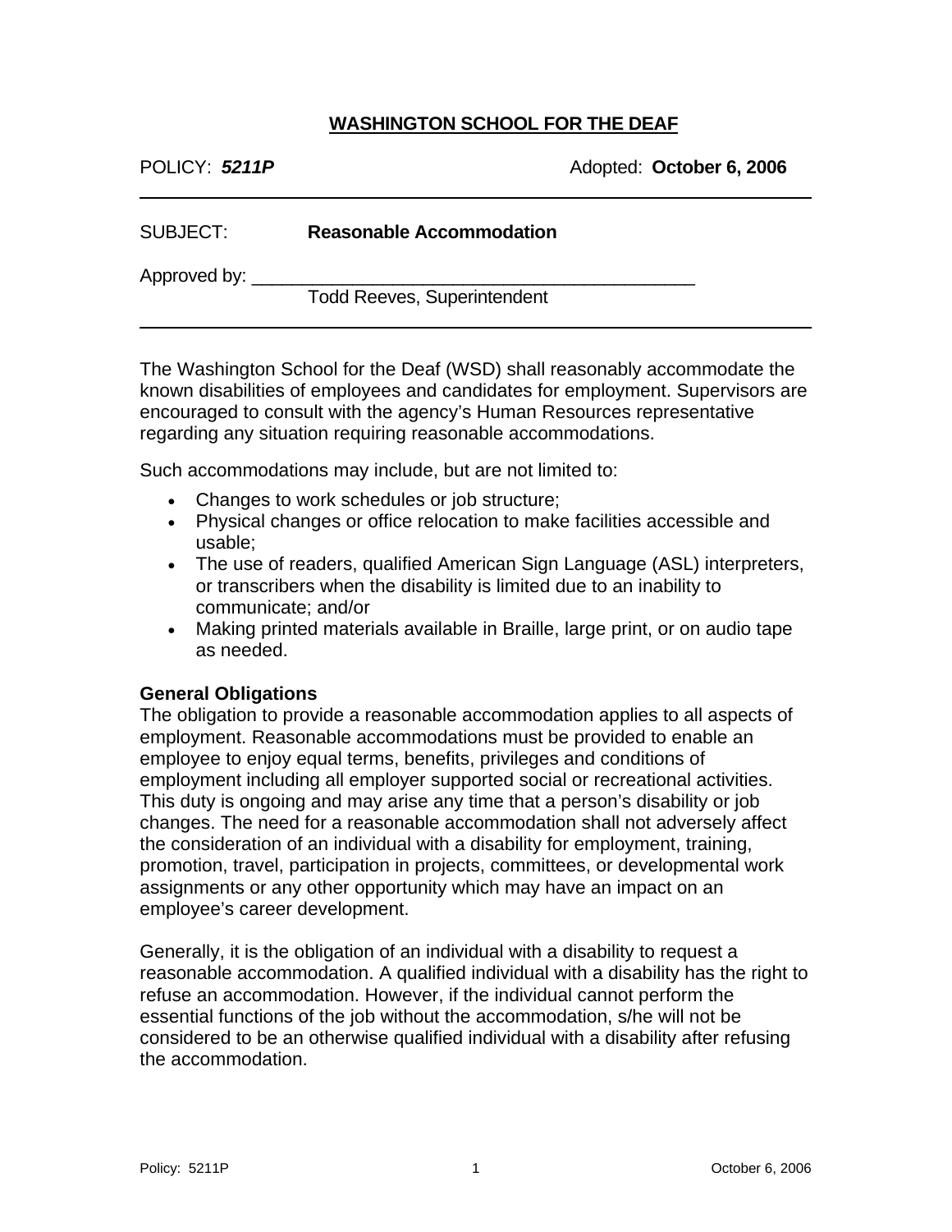# WASHINGTON SCHOOL FOR THE DEAF

POLICY: ***5211P*** Adopted: **October 6, 2006**

SUBJECT: **Reasonable Accommodation**

Approved by: ____________________________________________
Todd Reeves, Superintendent

The Washington School for the Deaf (WSD) shall reasonably accommodate the known disabilities of employees and candidates for employment. Supervisors are encouraged to consult with the agency's Human Resources representative regarding any situation requiring reasonable accommodations.

Such accommodations may include, but are not limited to:

- Changes to work schedules or job structure;
- Physical changes or office relocation to make facilities accessible and usable;
- The use of readers, qualified American Sign Language (ASL) interpreters, or transcribers when the disability is limited due to an inability to communicate; and/or
- Making printed materials available in Braille, large print, or on audio tape as needed.

**General Obligations**

The obligation to provide a reasonable accommodation applies to all aspects of employment. Reasonable accommodations must be provided to enable an employee to enjoy equal terms, benefits, privileges and conditions of employment including all employer supported social or recreational activities. This duty is ongoing and may arise any time that a person's disability or job changes. The need for a reasonable accommodation shall not adversely affect the consideration of an individual with a disability for employment, training, promotion, travel, participation in projects, committees, or developmental work assignments or any other opportunity which may have an impact on an employee's career development.

Generally, it is the obligation of an individual with a disability to request a reasonable accommodation. A qualified individual with a disability has the right to refuse an accommodation. However, if the individual cannot perform the essential functions of the job without the accommodation, s/he will not be considered to be an otherwise qualified individual with a disability after refusing the accommodation.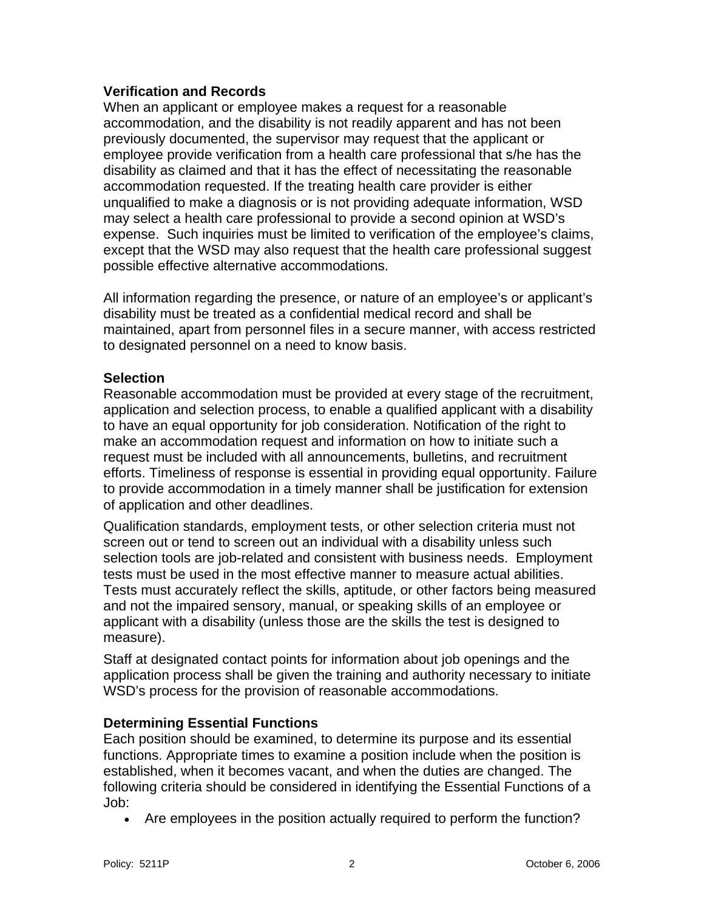**Verification and Records**

When an applicant or employee makes a request for a reasonable accommodation, and the disability is not readily apparent and has not been previously documented, the supervisor may request that the applicant or employee provide verification from a health care professional that s/he has the disability as claimed and that it has the effect of necessitating the reasonable accommodation requested. If the treating health care provider is either unqualified to make a diagnosis or is not providing adequate information, WSD may select a health care professional to provide a second opinion at WSD's expense. Such inquiries must be limited to verification of the employee's claims, except that the WSD may also request that the health care professional suggest possible effective alternative accommodations.

All information regarding the presence, or nature of an employee's or applicant's disability must be treated as a confidential medical record and shall be maintained, apart from personnel files in a secure manner, with access restricted to designated personnel on a need to know basis.

**Selection**

Reasonable accommodation must be provided at every stage of the recruitment, application and selection process, to enable a qualified applicant with a disability to have an equal opportunity for job consideration. Notification of the right to make an accommodation request and information on how to initiate such a request must be included with all announcements, bulletins, and recruitment efforts. Timeliness of response is essential in providing equal opportunity. Failure to provide accommodation in a timely manner shall be justification for extension of application and other deadlines.

Qualification standards, employment tests, or other selection criteria must not screen out or tend to screen out an individual with a disability unless such selection tools are job-related and consistent with business needs. Employment tests must be used in the most effective manner to measure actual abilities. Tests must accurately reflect the skills, aptitude, or other factors being measured and not the impaired sensory, manual, or speaking skills of an employee or applicant with a disability (unless those are the skills the test is designed to measure).

Staff at designated contact points for information about job openings and the application process shall be given the training and authority necessary to initiate WSD's process for the provision of reasonable accommodations.

**Determining Essential Functions**

Each position should be examined, to determine its purpose and its essential functions. Appropriate times to examine a position include when the position is established, when it becomes vacant, and when the duties are changed. The following criteria should be considered in identifying the Essential Functions of a Job:

- Are employees in the position actually required to perform the function?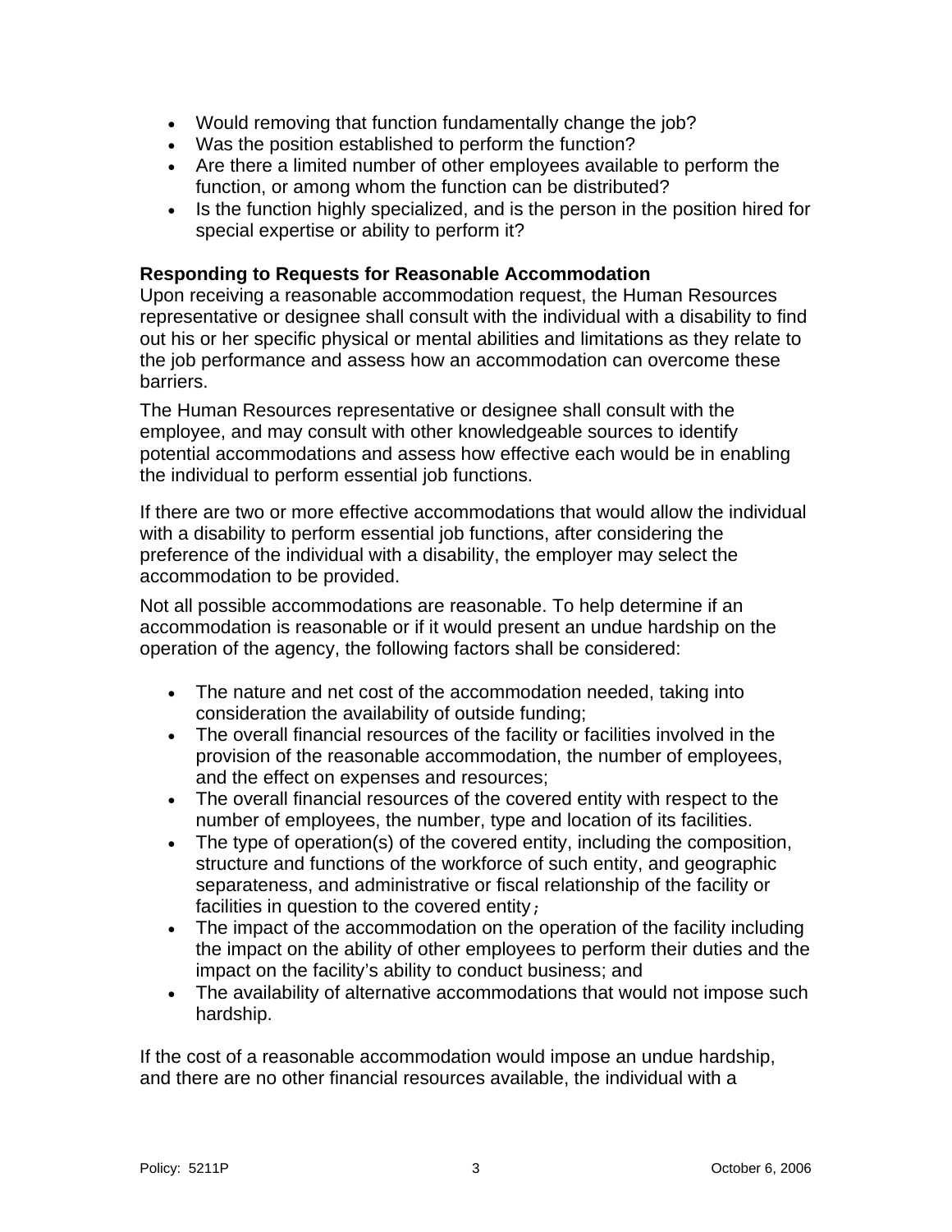- Would removing that function fundamentally change the job?
- Was the position established to perform the function?
- Are there a limited number of other employees available to perform the function, or among whom the function can be distributed?
- Is the function highly specialized, and is the person in the position hired for special expertise or ability to perform it?

**Responding to Requests for Reasonable Accommodation**

Upon receiving a reasonable accommodation request, the Human Resources representative or designee shall consult with the individual with a disability to find out his or her specific physical or mental abilities and limitations as they relate to the job performance and assess how an accommodation can overcome these barriers.

The Human Resources representative or designee shall consult with the employee, and may consult with other knowledgeable sources to identify potential accommodations and assess how effective each would be in enabling the individual to perform essential job functions.

If there are two or more effective accommodations that would allow the individual with a disability to perform essential job functions, after considering the preference of the individual with a disability, the employer may select the accommodation to be provided.

Not all possible accommodations are reasonable. To help determine if an accommodation is reasonable or if it would present an undue hardship on the operation of the agency, the following factors shall be considered:

- The nature and net cost of the accommodation needed, taking into consideration the availability of outside funding;
- The overall financial resources of the facility or facilities involved in the provision of the reasonable accommodation, the number of employees, and the effect on expenses and resources;
- The overall financial resources of the covered entity with respect to the number of employees, the number, type and location of its facilities.
- The type of operation(s) of the covered entity, including the composition, structure and functions of the workforce of such entity, and geographic separateness, and administrative or fiscal relationship of the facility or facilities in question to the covered entity;
- The impact of the accommodation on the operation of the facility including the impact on the ability of other employees to perform their duties and the impact on the facility's ability to conduct business; and
- The availability of alternative accommodations that would not impose such hardship.

If the cost of a reasonable accommodation would impose an undue hardship, and there are no other financial resources available, the individual with a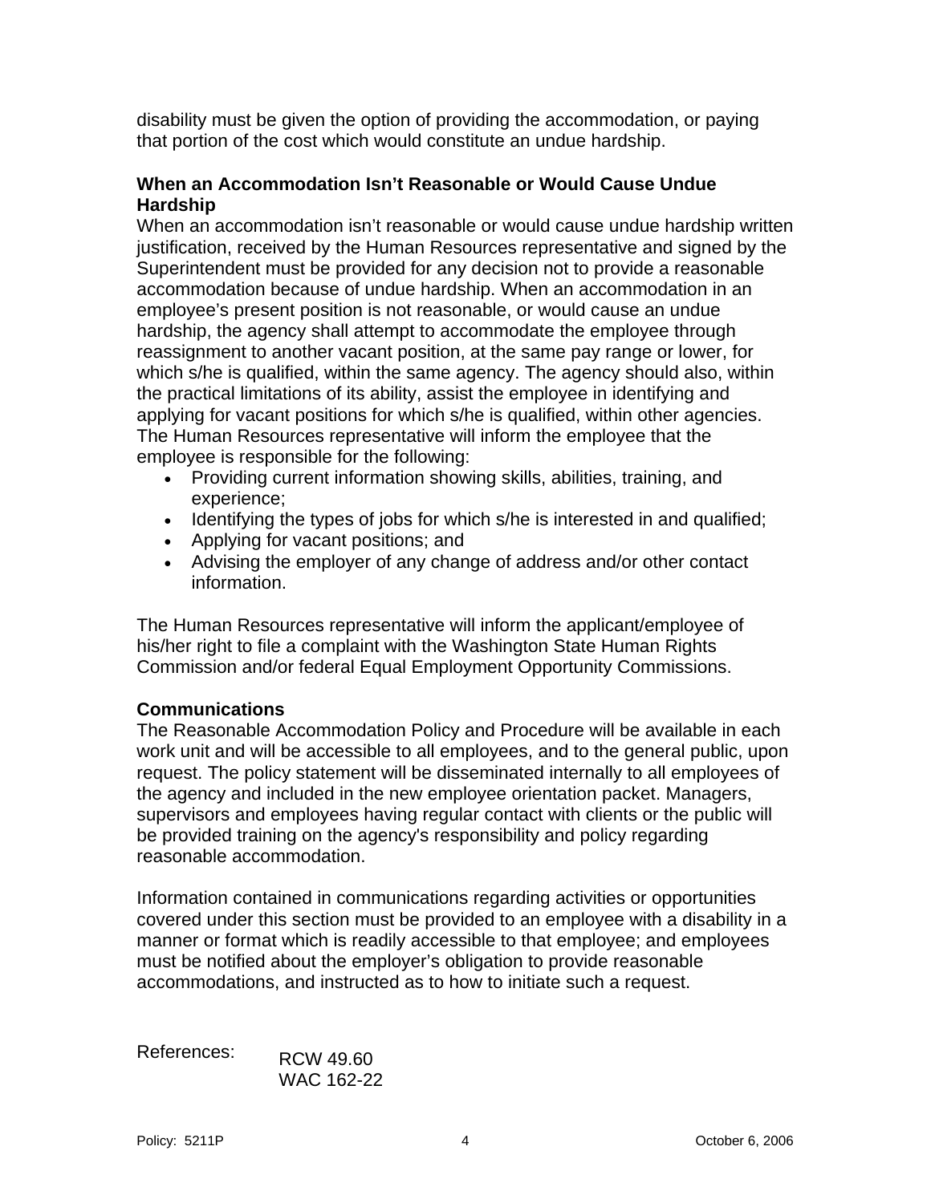disability must be given the option of providing the accommodation, or paying that portion of the cost which would constitute an undue hardship.

**When an Accommodation Isn't Reasonable or Would Cause Undue Hardship**

When an accommodation isn't reasonable or would cause undue hardship written justification, received by the Human Resources representative and signed by the Superintendent must be provided for any decision not to provide a reasonable accommodation because of undue hardship. When an accommodation in an employee's present position is not reasonable, or would cause an undue hardship, the agency shall attempt to accommodate the employee through reassignment to another vacant position, at the same pay range or lower, for which s/he is qualified, within the same agency. The agency should also, within the practical limitations of its ability, assist the employee in identifying and applying for vacant positions for which s/he is qualified, within other agencies. The Human Resources representative will inform the employee that the employee is responsible for the following:

- Providing current information showing skills, abilities, training, and experience;
- Identifying the types of jobs for which s/he is interested in and qualified;
- Applying for vacant positions; and
- Advising the employer of any change of address and/or other contact information.

The Human Resources representative will inform the applicant/employee of his/her right to file a complaint with the Washington State Human Rights Commission and/or federal Equal Employment Opportunity Commissions.

**Communications**

The Reasonable Accommodation Policy and Procedure will be available in each work unit and will be accessible to all employees, and to the general public, upon request. The policy statement will be disseminated internally to all employees of the agency and included in the new employee orientation packet. Managers, supervisors and employees having regular contact with clients or the public will be provided training on the agency's responsibility and policy regarding reasonable accommodation.

Information contained in communications regarding activities or opportunities covered under this section must be provided to an employee with a disability in a manner or format which is readily accessible to that employee; and employees must be notified about the employer's obligation to provide reasonable accommodations, and instructed as to how to initiate such a request.

References: RCW 49.60
WAC 162-22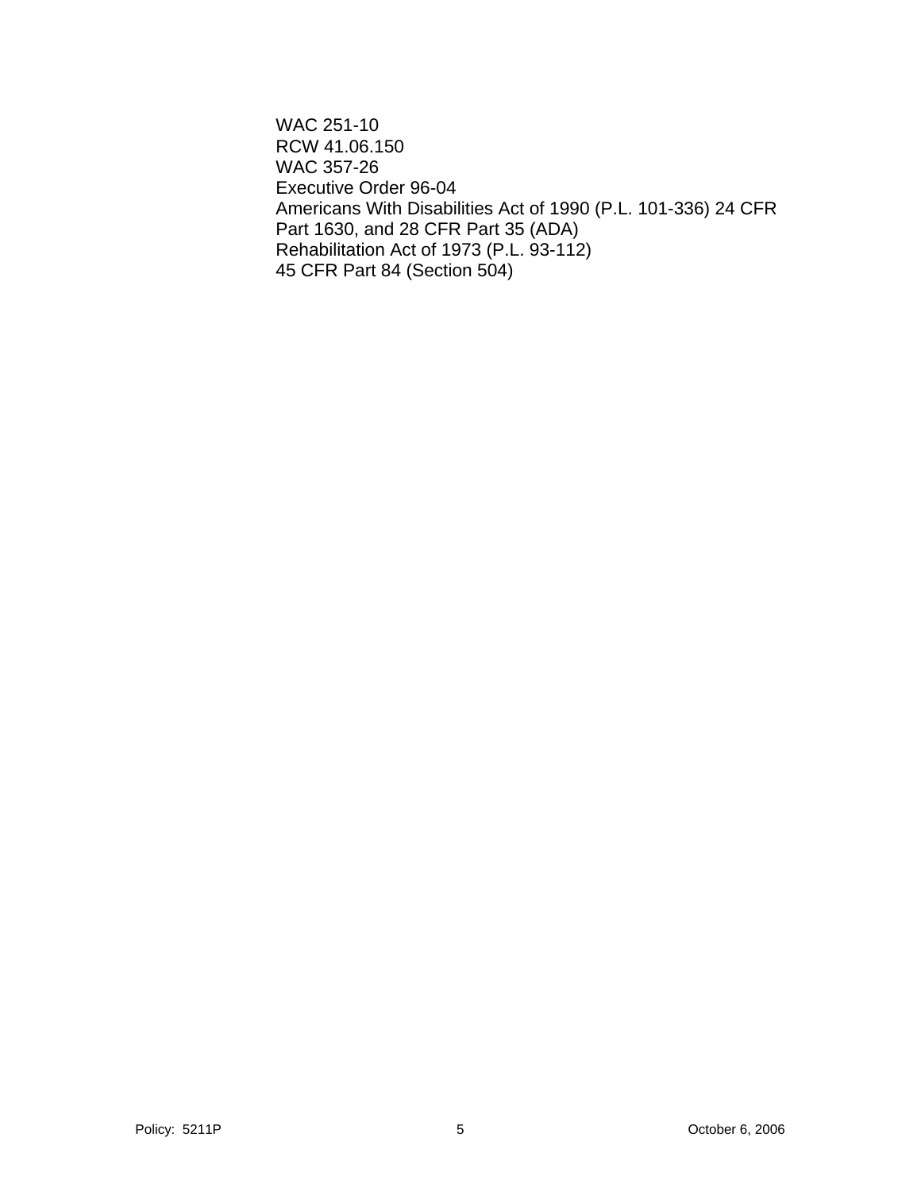WAC 251-10
RCW 41.06.150
WAC 357-26
Executive Order 96-04
Americans With Disabilities Act of 1990 (P.L. 101-336) 24 CFR Part 1630, and 28 CFR Part 35 (ADA)
Rehabilitation Act of 1973 (P.L. 93-112)
45 CFR Part 84 (Section 504)